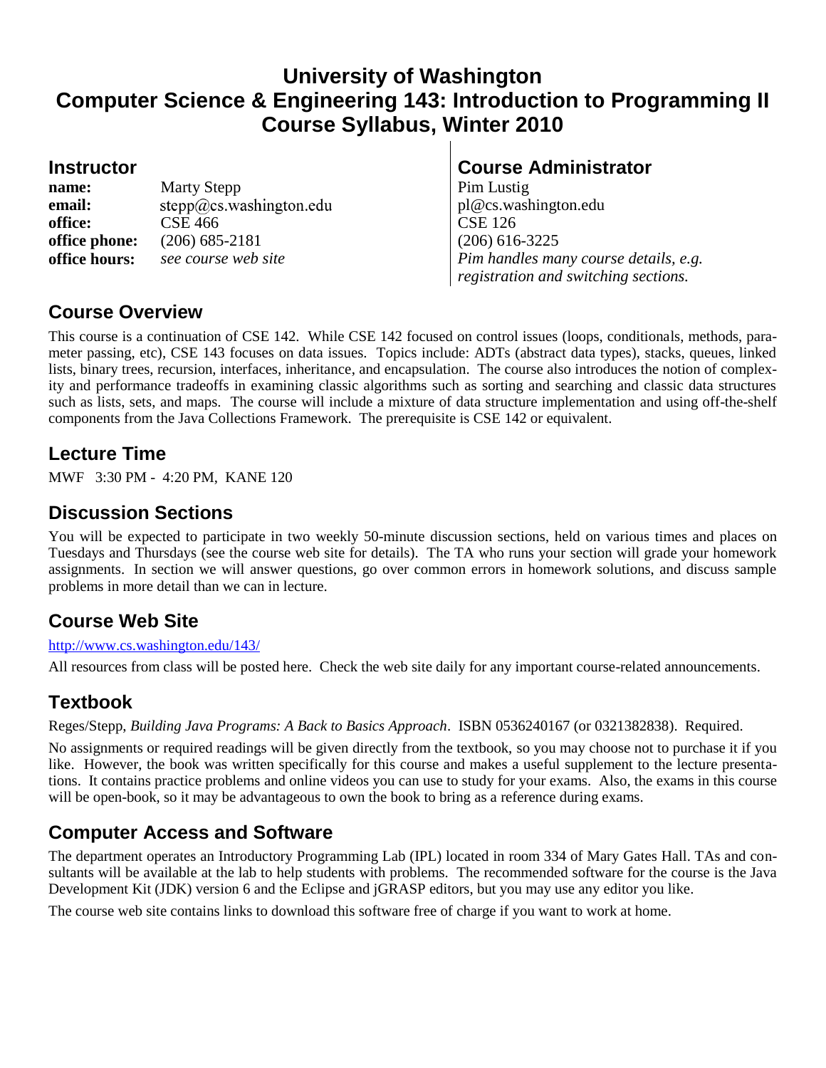# University of Washington
# Computer Science & Engineering 143: Introduction to Programming II
# Course Syllabus, Winter 2010

## Instructor

**name:** Marty Stepp
**email:** stepp@cs.washington.edu
**office:** CSE 466
**office phone:** (206) 685-2181
**office hours:** *see course web site*

## Course Administrator

Pim Lustig
pl@cs.washington.edu
CSE 126
(206) 616-3225
*Pim handles many course details, e.g. registration and switching sections.*

## Course Overview

This course is a continuation of CSE 142. While CSE 142 focused on control issues (loops, conditionals, methods, parameter passing, etc), CSE 143 focuses on data issues. Topics include: ADTs (abstract data types), stacks, queues, linked lists, binary trees, recursion, interfaces, inheritance, and encapsulation. The course also introduces the notion of complexity and performance tradeoffs in examining classic algorithms such as sorting and searching and classic data structures such as lists, sets, and maps. The course will include a mixture of data structure implementation and using off-the-shelf components from the Java Collections Framework. The prerequisite is CSE 142 or equivalent.

## Lecture Time

MWF 3:30 PM - 4:20 PM, KANE 120

## Discussion Sections

You will be expected to participate in two weekly 50-minute discussion sections, held on various times and places on Tuesdays and Thursdays (see the course web site for details). The TA who runs your section will grade your homework assignments. In section we will answer questions, go over common errors in homework solutions, and discuss sample problems in more detail than we can in lecture.

## Course Web Site

http://www.cs.washington.edu/143/

All resources from class will be posted here. Check the web site daily for any important course-related announcements.

## Textbook

Reges/Stepp, *Building Java Programs: A Back to Basics Approach*. ISBN 0536240167 (or 0321382838). Required.

No assignments or required readings will be given directly from the textbook, so you may choose not to purchase it if you like. However, the book was written specifically for this course and makes a useful supplement to the lecture presentations. It contains practice problems and online videos you can use to study for your exams. Also, the exams in this course will be open-book, so it may be advantageous to own the book to bring as a reference during exams.

## Computer Access and Software

The department operates an Introductory Programming Lab (IPL) located in room 334 of Mary Gates Hall. TAs and consultants will be available at the lab to help students with problems. The recommended software for the course is the Java Development Kit (JDK) version 6 and the Eclipse and jGRASP editors, but you may use any editor you like.

The course web site contains links to download this software free of charge if you want to work at home.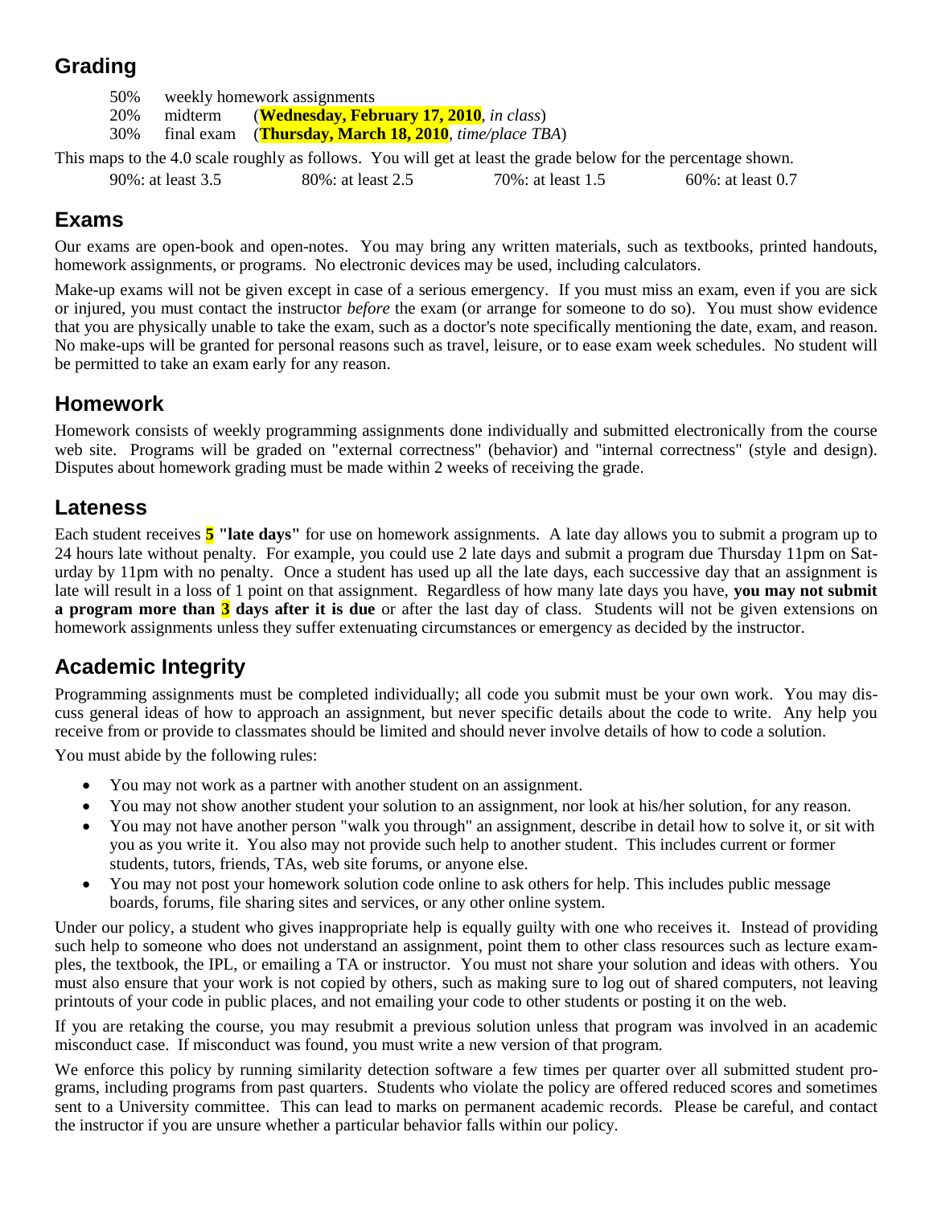## Grading

| | | |
|---|---|---|
| 50% | weekly homework assignments | |
| 20% | midterm | (**Wednesday, February 17, 2010**, *in class*) |
| 30% | final exam | (**Thursday, March 18, 2010**, *time/place TBA*) |

This maps to the 4.0 scale roughly as follows. You will get at least the grade below for the percentage shown.

| | | | |
|---|---|---|---|
| 90%: at least 3.5 | 80%: at least 2.5 | 70%: at least 1.5 | 60%: at least 0.7 |

## Exams

Our exams are open-book and open-notes. You may bring any written materials, such as textbooks, printed handouts, homework assignments, or programs. No electronic devices may be used, including calculators.

Make-up exams will not be given except in case of a serious emergency. If you must miss an exam, even if you are sick or injured, you must contact the instructor *before* the exam (or arrange for someone to do so). You must show evidence that you are physically unable to take the exam, such as a doctor's note specifically mentioning the date, exam, and reason. No make-ups will be granted for personal reasons such as travel, leisure, or to ease exam week schedules. No student will be permitted to take an exam early for any reason.

## Homework

Homework consists of weekly programming assignments done individually and submitted electronically from the course web site. Programs will be graded on "external correctness" (behavior) and "internal correctness" (style and design). Disputes about homework grading must be made within 2 weeks of receiving the grade.

## Lateness

Each student receives **5 "late days"** for use on homework assignments. A late day allows you to submit a program up to 24 hours late without penalty. For example, you could use 2 late days and submit a program due Thursday 11pm on Saturday by 11pm with no penalty. Once a student has used up all the late days, each successive day that an assignment is late will result in a loss of 1 point on that assignment. Regardless of how many late days you have, **you may not submit a program more than 3 days after it is due** or after the last day of class. Students will not be given extensions on homework assignments unless they suffer extenuating circumstances or emergency as decided by the instructor.

## Academic Integrity

Programming assignments must be completed individually; all code you submit must be your own work. You may discuss general ideas of how to approach an assignment, but never specific details about the code to write. Any help you receive from or provide to classmates should be limited and should never involve details of how to code a solution.

You must abide by the following rules:

- You may not work as a partner with another student on an assignment.
- You may not show another student your solution to an assignment, nor look at his/her solution, for any reason.
- You may not have another person "walk you through" an assignment, describe in detail how to solve it, or sit with you as you write it. You also may not provide such help to another student. This includes current or former students, tutors, friends, TAs, web site forums, or anyone else.
- You may not post your homework solution code online to ask others for help. This includes public message boards, forums, file sharing sites and services, or any other online system.

Under our policy, a student who gives inappropriate help is equally guilty with one who receives it. Instead of providing such help to someone who does not understand an assignment, point them to other class resources such as lecture examples, the textbook, the IPL, or emailing a TA or instructor. You must not share your solution and ideas with others. You must also ensure that your work is not copied by others, such as making sure to log out of shared computers, not leaving printouts of your code in public places, and not emailing your code to other students or posting it on the web.

If you are retaking the course, you may resubmit a previous solution unless that program was involved in an academic misconduct case. If misconduct was found, you must write a new version of that program.

We enforce this policy by running similarity detection software a few times per quarter over all submitted student programs, including programs from past quarters. Students who violate the policy are offered reduced scores and sometimes sent to a University committee. This can lead to marks on permanent academic records. Please be careful, and contact the instructor if you are unsure whether a particular behavior falls within our policy.